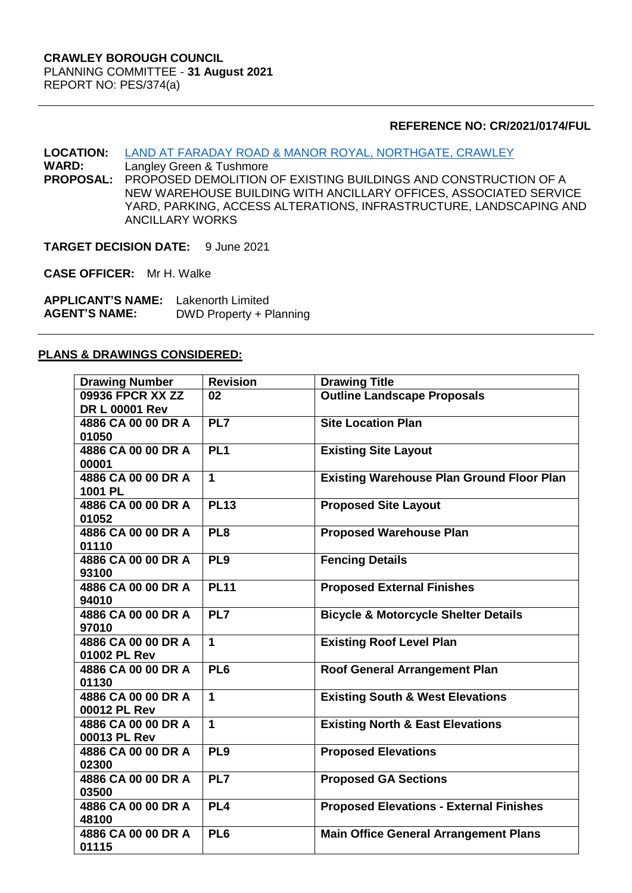**CRAWLEY BOROUGH COUNCIL**
PLANNING COMMITTEE - **31 August 2021**
REPORT NO: PES/374(a)

---

**REFERENCE NO: CR/2021/0174/FUL**

**LOCATION:** LAND AT FARADAY ROAD & MANOR ROYAL, NORTHGATE, CRAWLEY
**WARD:** Langley Green & Tushmore
**PROPOSAL:** PROPOSED DEMOLITION OF EXISTING BUILDINGS AND CONSTRUCTION OF A NEW WAREHOUSE BUILDING WITH ANCILLARY OFFICES, ASSOCIATED SERVICE YARD, PARKING, ACCESS ALTERATIONS, INFRASTRUCTURE, LANDSCAPING AND ANCILLARY WORKS

**TARGET DECISION DATE:** 9 June 2021

**CASE OFFICER:** Mr H. Walke

**APPLICANT'S NAME:** Lakenorth Limited
**AGENT'S NAME:** DWD Property + Planning

---

## PLANS & DRAWINGS CONSIDERED:

| Drawing Number | Revision | Drawing Title |
|---|---|---|
| 09936 FPCR XX ZZ DR L 00001 Rev | 02 | Outline Landscape Proposals |
| 4886 CA 00 00 DR A 01050 | PL7 | Site Location Plan |
| 4886 CA 00 00 DR A 00001 | PL1 | Existing Site Layout |
| 4886 CA 00 00 DR A 1001 PL | 1 | Existing Warehouse Plan Ground Floor Plan |
| 4886 CA 00 00 DR A 01052 | PL13 | Proposed Site Layout |
| 4886 CA 00 00 DR A 01110 | PL8 | Proposed Warehouse Plan |
| 4886 CA 00 00 DR A 93100 | PL9 | Fencing Details |
| 4886 CA 00 00 DR A 94010 | PL11 | Proposed External Finishes |
| 4886 CA 00 00 DR A 97010 | PL7 | Bicycle & Motorcycle Shelter Details |
| 4886 CA 00 00 DR A 01002 PL Rev | 1 | Existing Roof Level Plan |
| 4886 CA 00 00 DR A 01130 | PL6 | Roof General Arrangement Plan |
| 4886 CA 00 00 DR A 00012 PL Rev | 1 | Existing South & West Elevations |
| 4886 CA 00 00 DR A 00013 PL Rev | 1 | Existing North & East Elevations |
| 4886 CA 00 00 DR A 02300 | PL9 | Proposed Elevations |
| 4886 CA 00 00 DR A 03500 | PL7 | Proposed GA Sections |
| 4886 CA 00 00 DR A 48100 | PL4 | Proposed Elevations - External Finishes |
| 4886 CA 00 00 DR A 01115 | PL6 | Main Office General Arrangement Plans |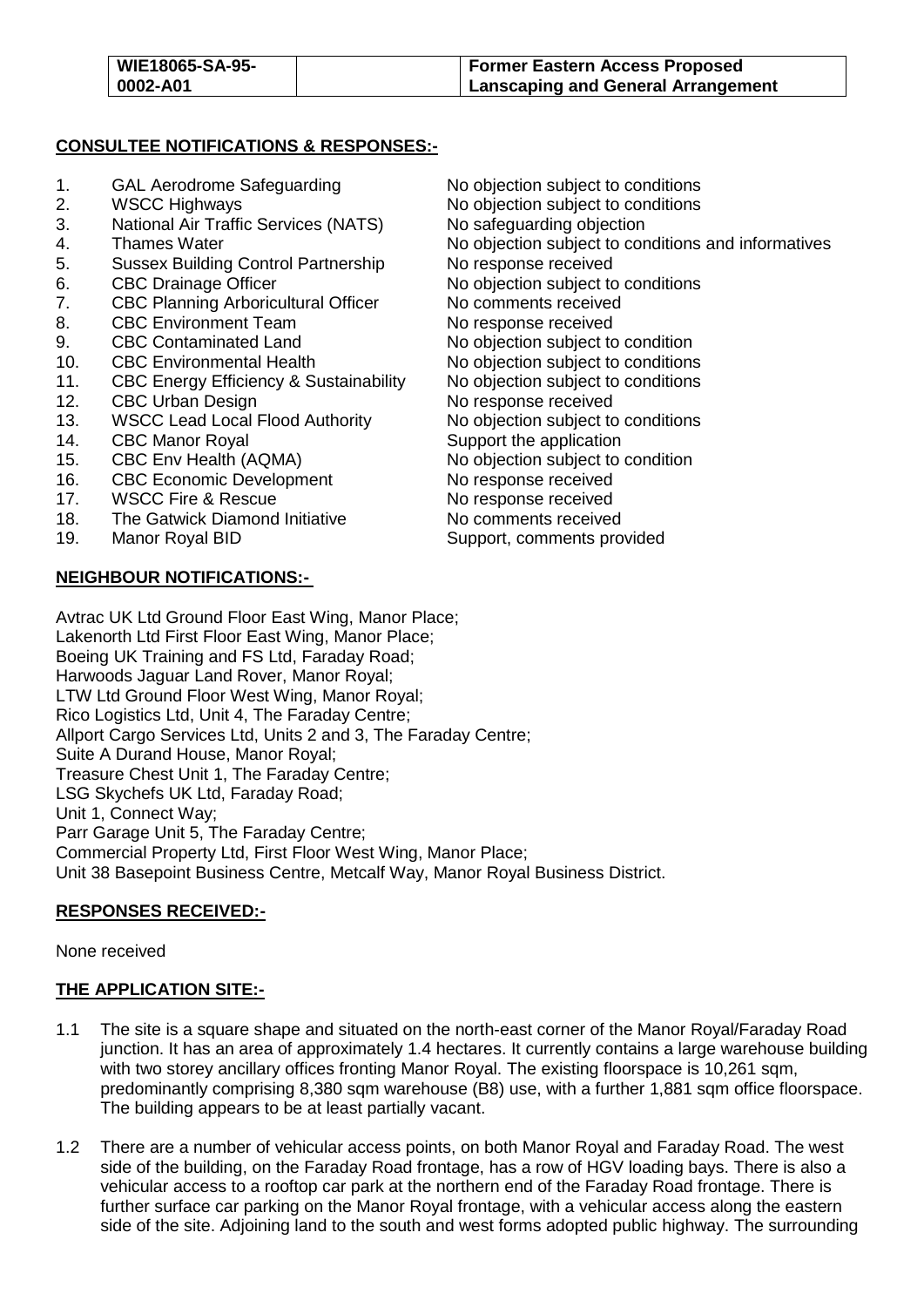| WIE18065-SA-95-0002-A01 | | Former Eastern Access Proposed Lanscaping and General Arrangement |
|---|---|---|

**CONSULTEE NOTIFICATIONS & RESPONSES:-**

| | | |
|---|---|---|
| 1. | GAL Aerodrome Safeguarding | No objection subject to conditions |
| 2. | WSCC Highways | No objection subject to conditions |
| 3. | National Air Traffic Services (NATS) | No safeguarding objection |
| 4. | Thames Water | No objection subject to conditions and informatives |
| 5. | Sussex Building Control Partnership | No response received |
| 6. | CBC Drainage Officer | No objection subject to conditions |
| 7. | CBC Planning Arboricultural Officer | No comments received |
| 8. | CBC Environment Team | No response received |
| 9. | CBC Contaminated Land | No objection subject to condition |
| 10. | CBC Environmental Health | No objection subject to conditions |
| 11. | CBC Energy Efficiency & Sustainability | No objection subject to conditions |
| 12. | CBC Urban Design | No response received |
| 13. | WSCC Lead Local Flood Authority | No objection subject to conditions |
| 14. | CBC Manor Royal | Support the application |
| 15. | CBC Env Health (AQMA) | No objection subject to condition |
| 16. | CBC Economic Development | No response received |
| 17. | WSCC Fire & Rescue | No response received |
| 18. | The Gatwick Diamond Initiative | No comments received |
| 19. | Manor Royal BID | Support, comments provided |

**NEIGHBOUR NOTIFICATIONS:-**

Avtrac UK Ltd Ground Floor East Wing, Manor Place;
Lakenorth Ltd First Floor East Wing, Manor Place;
Boeing UK Training and FS Ltd, Faraday Road;
Harwoods Jaguar Land Rover, Manor Royal;
LTW Ltd Ground Floor West Wing, Manor Royal;
Rico Logistics Ltd, Unit 4, The Faraday Centre;
Allport Cargo Services Ltd, Units 2 and 3, The Faraday Centre;
Suite A Durand House, Manor Royal;
Treasure Chest Unit 1, The Faraday Centre;
LSG Skychefs UK Ltd, Faraday Road;
Unit 1, Connect Way;
Parr Garage Unit 5, The Faraday Centre;
Commercial Property Ltd, First Floor West Wing, Manor Place;
Unit 38 Basepoint Business Centre, Metcalf Way, Manor Royal Business District.

**RESPONSES RECEIVED:-**

None received

**THE APPLICATION SITE:-**

1.1 The site is a square shape and situated on the north-east corner of the Manor Royal/Faraday Road junction. It has an area of approximately 1.4 hectares. It currently contains a large warehouse building with two storey ancillary offices fronting Manor Royal. The existing floorspace is 10,261 sqm, predominantly comprising 8,380 sqm warehouse (B8) use, with a further 1,881 sqm office floorspace. The building appears to be at least partially vacant.

1.2 There are a number of vehicular access points, on both Manor Royal and Faraday Road. The west side of the building, on the Faraday Road frontage, has a row of HGV loading bays. There is also a vehicular access to a rooftop car park at the northern end of the Faraday Road frontage. There is further surface car parking on the Manor Royal frontage, with a vehicular access along the eastern side of the site. Adjoining land to the south and west forms adopted public highway. The surrounding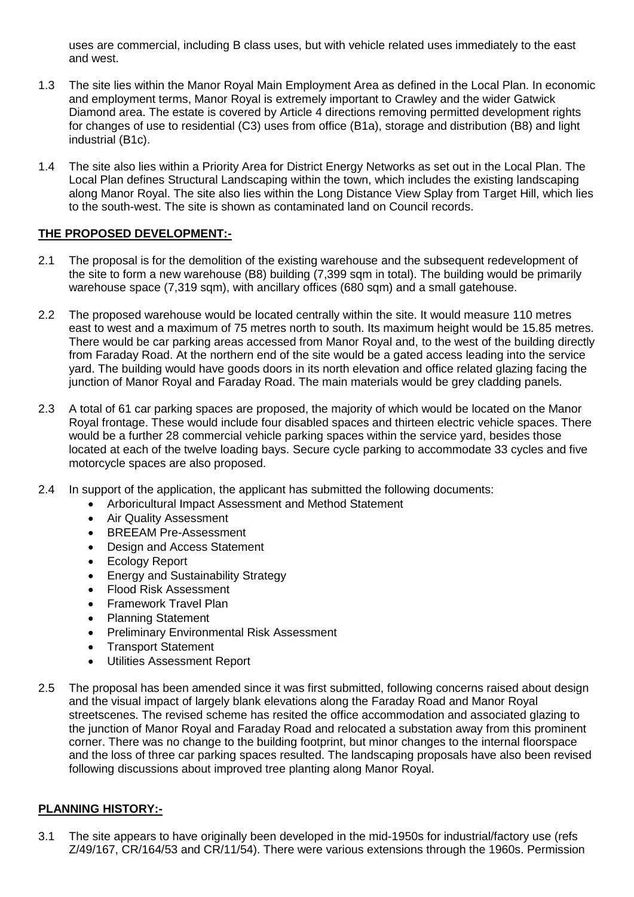uses are commercial, including B class uses, but with vehicle related uses immediately to the east and west.

1.3 The site lies within the Manor Royal Main Employment Area as defined in the Local Plan. In economic and employment terms, Manor Royal is extremely important to Crawley and the wider Gatwick Diamond area. The estate is covered by Article 4 directions removing permitted development rights for changes of use to residential (C3) uses from office (B1a), storage and distribution (B8) and light industrial (B1c).

1.4 The site also lies within a Priority Area for District Energy Networks as set out in the Local Plan. The Local Plan defines Structural Landscaping within the town, which includes the existing landscaping along Manor Royal. The site also lies within the Long Distance View Splay from Target Hill, which lies to the south-west. The site is shown as contaminated land on Council records.

## THE PROPOSED DEVELOPMENT:-

2.1 The proposal is for the demolition of the existing warehouse and the subsequent redevelopment of the site to form a new warehouse (B8) building (7,399 sqm in total). The building would be primarily warehouse space (7,319 sqm), with ancillary offices (680 sqm) and a small gatehouse.

2.2 The proposed warehouse would be located centrally within the site. It would measure 110 metres east to west and a maximum of 75 metres north to south. Its maximum height would be 15.85 metres. There would be car parking areas accessed from Manor Royal and, to the west of the building directly from Faraday Road. At the northern end of the site would be a gated access leading into the service yard. The building would have goods doors in its north elevation and office related glazing facing the junction of Manor Royal and Faraday Road. The main materials would be grey cladding panels.

2.3 A total of 61 car parking spaces are proposed, the majority of which would be located on the Manor Royal frontage. These would include four disabled spaces and thirteen electric vehicle spaces. There would be a further 28 commercial vehicle parking spaces within the service yard, besides those located at each of the twelve loading bays. Secure cycle parking to accommodate 33 cycles and five motorcycle spaces are also proposed.

2.4 In support of the application, the applicant has submitted the following documents:

- Arboricultural Impact Assessment and Method Statement
- Air Quality Assessment
- BREEAM Pre-Assessment
- Design and Access Statement
- Ecology Report
- Energy and Sustainability Strategy
- Flood Risk Assessment
- Framework Travel Plan
- Planning Statement
- Preliminary Environmental Risk Assessment
- Transport Statement
- Utilities Assessment Report

2.5 The proposal has been amended since it was first submitted, following concerns raised about design and the visual impact of largely blank elevations along the Faraday Road and Manor Royal streetscenes. The revised scheme has resited the office accommodation and associated glazing to the junction of Manor Royal and Faraday Road and relocated a substation away from this prominent corner. There was no change to the building footprint, but minor changes to the internal floorspace and the loss of three car parking spaces resulted. The landscaping proposals have also been revised following discussions about improved tree planting along Manor Royal.

## PLANNING HISTORY:-

3.1 The site appears to have originally been developed in the mid-1950s for industrial/factory use (refs Z/49/167, CR/164/53 and CR/11/54). There were various extensions through the 1960s. Permission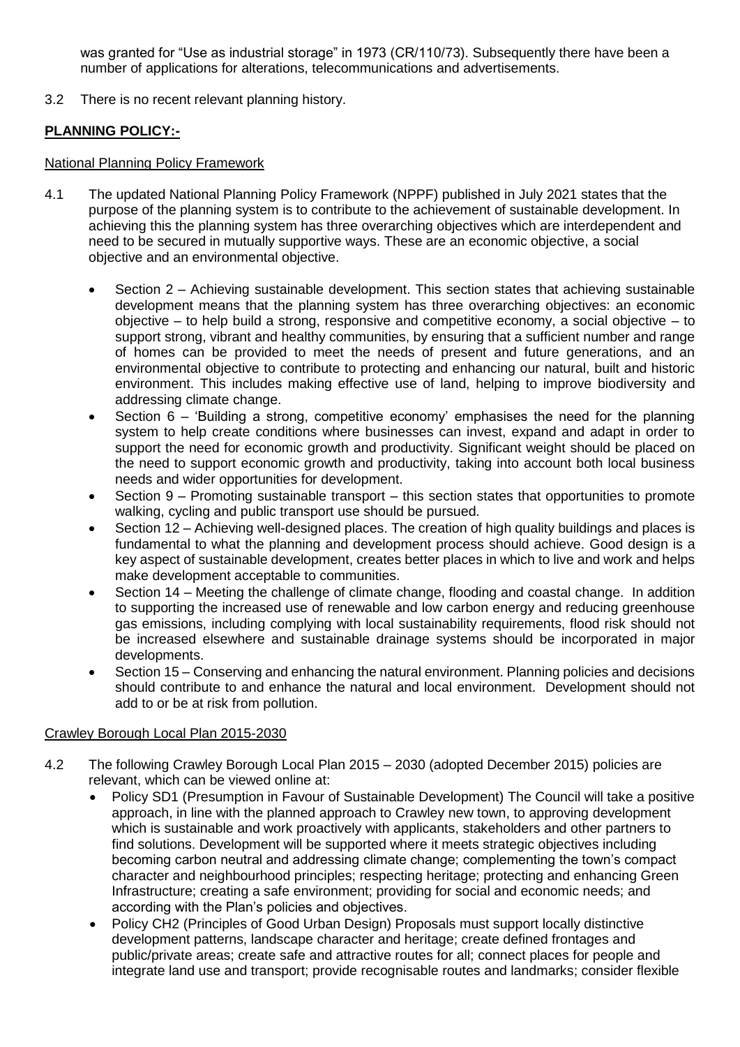was granted for "Use as industrial storage" in 1973 (CR/110/73). Subsequently there have been a number of applications for alterations, telecommunications and advertisements.

3.2 There is no recent relevant planning history.

**PLANNING POLICY:-**

National Planning Policy Framework

4.1 The updated National Planning Policy Framework (NPPF) published in July 2021 states that the purpose of the planning system is to contribute to the achievement of sustainable development. In achieving this the planning system has three overarching objectives which are interdependent and need to be secured in mutually supportive ways. These are an economic objective, a social objective and an environmental objective.

- Section 2 – Achieving sustainable development. This section states that achieving sustainable development means that the planning system has three overarching objectives: an economic objective – to help build a strong, responsive and competitive economy, a social objective – to support strong, vibrant and healthy communities, by ensuring that a sufficient number and range of homes can be provided to meet the needs of present and future generations, and an environmental objective to contribute to protecting and enhancing our natural, built and historic environment. This includes making effective use of land, helping to improve biodiversity and addressing climate change.
- Section 6 – 'Building a strong, competitive economy' emphasises the need for the planning system to help create conditions where businesses can invest, expand and adapt in order to support the need for economic growth and productivity. Significant weight should be placed on the need to support economic growth and productivity, taking into account both local business needs and wider opportunities for development.
- Section 9 – Promoting sustainable transport – this section states that opportunities to promote walking, cycling and public transport use should be pursued.
- Section 12 – Achieving well-designed places. The creation of high quality buildings and places is fundamental to what the planning and development process should achieve. Good design is a key aspect of sustainable development, creates better places in which to live and work and helps make development acceptable to communities.
- Section 14 – Meeting the challenge of climate change, flooding and coastal change. In addition to supporting the increased use of renewable and low carbon energy and reducing greenhouse gas emissions, including complying with local sustainability requirements, flood risk should not be increased elsewhere and sustainable drainage systems should be incorporated in major developments.
- Section 15 – Conserving and enhancing the natural environment. Planning policies and decisions should contribute to and enhance the natural and local environment. Development should not add to or be at risk from pollution.

Crawley Borough Local Plan 2015-2030

4.2 The following Crawley Borough Local Plan 2015 – 2030 (adopted December 2015) policies are relevant, which can be viewed online at:

- Policy SD1 (Presumption in Favour of Sustainable Development) The Council will take a positive approach, in line with the planned approach to Crawley new town, to approving development which is sustainable and work proactively with applicants, stakeholders and other partners to find solutions. Development will be supported where it meets strategic objectives including becoming carbon neutral and addressing climate change; complementing the town's compact character and neighbourhood principles; respecting heritage; protecting and enhancing Green Infrastructure; creating a safe environment; providing for social and economic needs; and according with the Plan's policies and objectives.
- Policy CH2 (Principles of Good Urban Design) Proposals must support locally distinctive development patterns, landscape character and heritage; create defined frontages and public/private areas; create safe and attractive routes for all; connect places for people and integrate land use and transport; provide recognisable routes and landmarks; consider flexible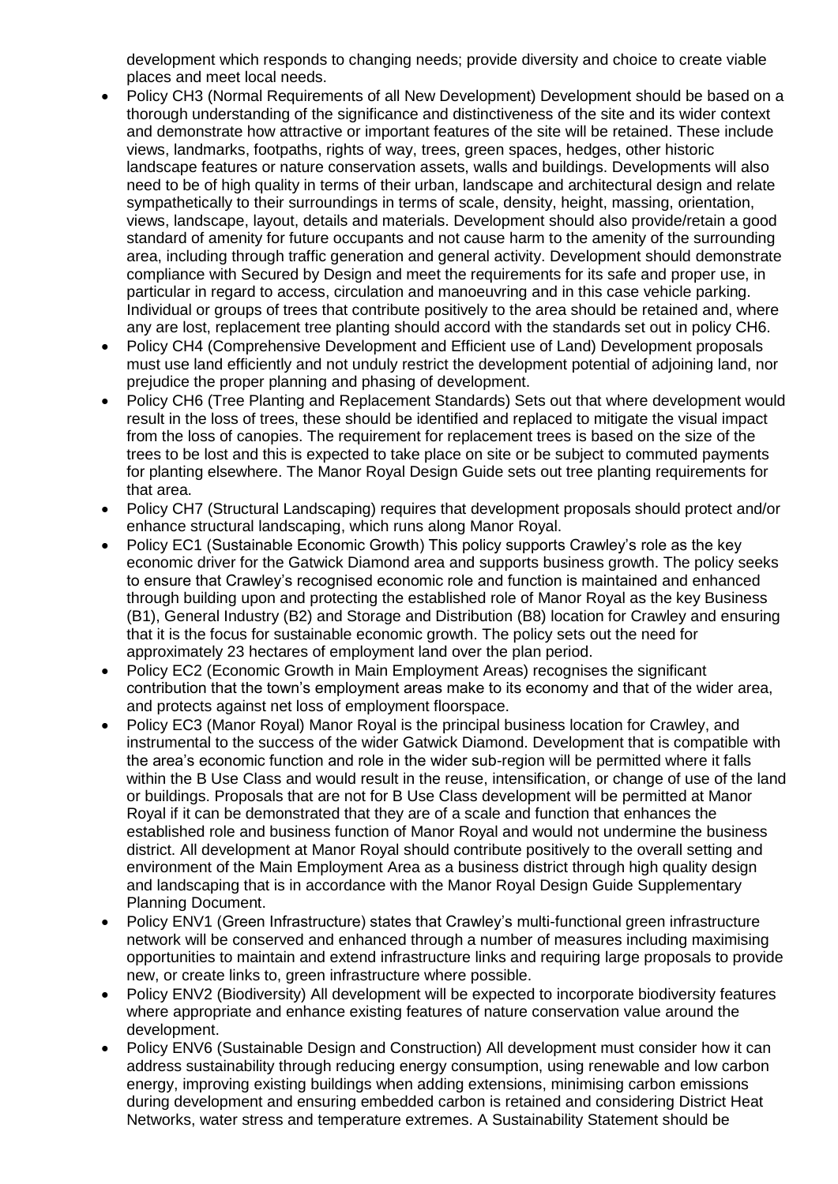development which responds to changing needs; provide diversity and choice to create viable places and meet local needs.

- Policy CH3 (Normal Requirements of all New Development) Development should be based on a thorough understanding of the significance and distinctiveness of the site and its wider context and demonstrate how attractive or important features of the site will be retained. These include views, landmarks, footpaths, rights of way, trees, green spaces, hedges, other historic landscape features or nature conservation assets, walls and buildings. Developments will also need to be of high quality in terms of their urban, landscape and architectural design and relate sympathetically to their surroundings in terms of scale, density, height, massing, orientation, views, landscape, layout, details and materials. Development should also provide/retain a good standard of amenity for future occupants and not cause harm to the amenity of the surrounding area, including through traffic generation and general activity. Development should demonstrate compliance with Secured by Design and meet the requirements for its safe and proper use, in particular in regard to access, circulation and manoeuvring and in this case vehicle parking. Individual or groups of trees that contribute positively to the area should be retained and, where any are lost, replacement tree planting should accord with the standards set out in policy CH6.
- Policy CH4 (Comprehensive Development and Efficient use of Land) Development proposals must use land efficiently and not unduly restrict the development potential of adjoining land, nor prejudice the proper planning and phasing of development.
- Policy CH6 (Tree Planting and Replacement Standards) Sets out that where development would result in the loss of trees, these should be identified and replaced to mitigate the visual impact from the loss of canopies. The requirement for replacement trees is based on the size of the trees to be lost and this is expected to take place on site or be subject to commuted payments for planting elsewhere. The Manor Royal Design Guide sets out tree planting requirements for that area.
- Policy CH7 (Structural Landscaping) requires that development proposals should protect and/or enhance structural landscaping, which runs along Manor Royal.
- Policy EC1 (Sustainable Economic Growth) This policy supports Crawley's role as the key economic driver for the Gatwick Diamond area and supports business growth. The policy seeks to ensure that Crawley's recognised economic role and function is maintained and enhanced through building upon and protecting the established role of Manor Royal as the key Business (B1), General Industry (B2) and Storage and Distribution (B8) location for Crawley and ensuring that it is the focus for sustainable economic growth. The policy sets out the need for approximately 23 hectares of employment land over the plan period.
- Policy EC2 (Economic Growth in Main Employment Areas) recognises the significant contribution that the town's employment areas make to its economy and that of the wider area, and protects against net loss of employment floorspace.
- Policy EC3 (Manor Royal) Manor Royal is the principal business location for Crawley, and instrumental to the success of the wider Gatwick Diamond. Development that is compatible with the area's economic function and role in the wider sub-region will be permitted where it falls within the B Use Class and would result in the reuse, intensification, or change of use of the land or buildings. Proposals that are not for B Use Class development will be permitted at Manor Royal if it can be demonstrated that they are of a scale and function that enhances the established role and business function of Manor Royal and would not undermine the business district. All development at Manor Royal should contribute positively to the overall setting and environment of the Main Employment Area as a business district through high quality design and landscaping that is in accordance with the Manor Royal Design Guide Supplementary Planning Document.
- Policy ENV1 (Green Infrastructure) states that Crawley's multi-functional green infrastructure network will be conserved and enhanced through a number of measures including maximising opportunities to maintain and extend infrastructure links and requiring large proposals to provide new, or create links to, green infrastructure where possible.
- Policy ENV2 (Biodiversity) All development will be expected to incorporate biodiversity features where appropriate and enhance existing features of nature conservation value around the development.
- Policy ENV6 (Sustainable Design and Construction) All development must consider how it can address sustainability through reducing energy consumption, using renewable and low carbon energy, improving existing buildings when adding extensions, minimising carbon emissions during development and ensuring embedded carbon is retained and considering District Heat Networks, water stress and temperature extremes. A Sustainability Statement should be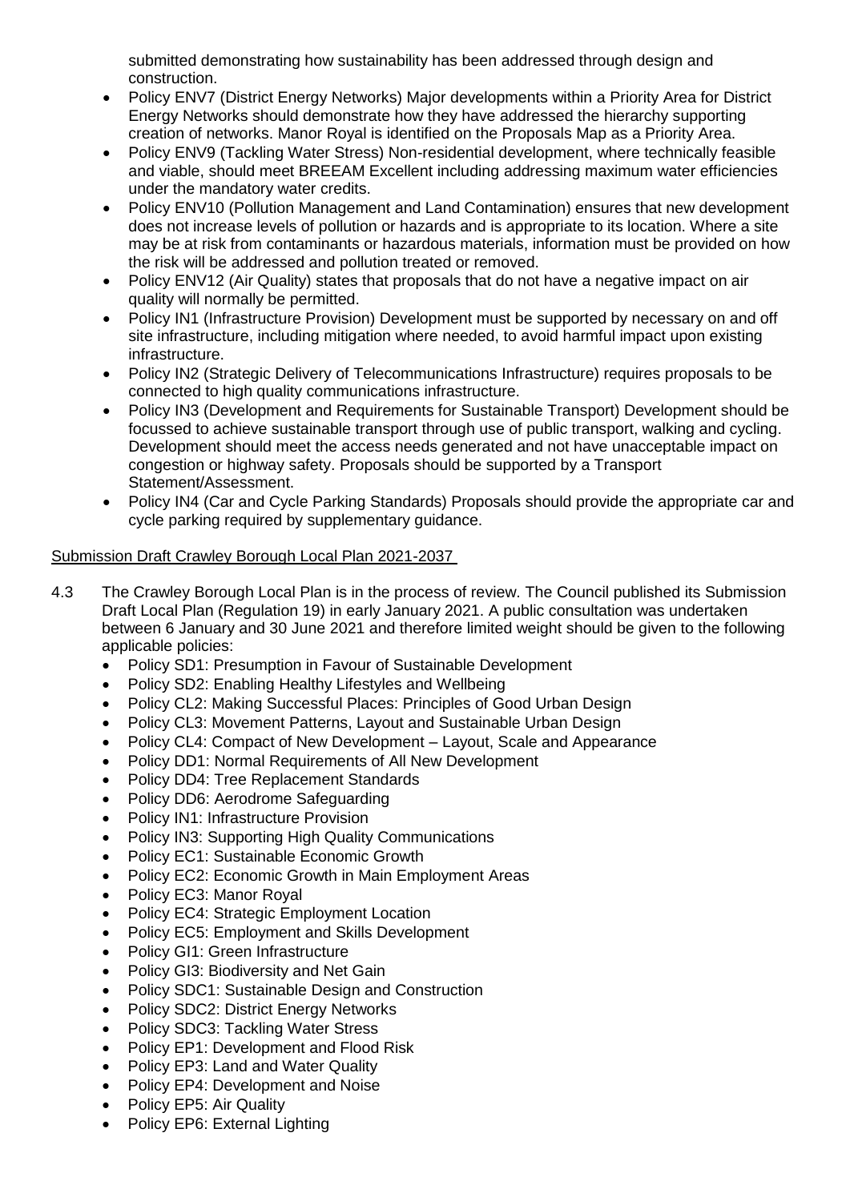submitted demonstrating how sustainability has been addressed through design and construction.

- Policy ENV7 (District Energy Networks) Major developments within a Priority Area for District Energy Networks should demonstrate how they have addressed the hierarchy supporting creation of networks. Manor Royal is identified on the Proposals Map as a Priority Area.
- Policy ENV9 (Tackling Water Stress) Non-residential development, where technically feasible and viable, should meet BREEAM Excellent including addressing maximum water efficiencies under the mandatory water credits.
- Policy ENV10 (Pollution Management and Land Contamination) ensures that new development does not increase levels of pollution or hazards and is appropriate to its location. Where a site may be at risk from contaminants or hazardous materials, information must be provided on how the risk will be addressed and pollution treated or removed.
- Policy ENV12 (Air Quality) states that proposals that do not have a negative impact on air quality will normally be permitted.
- Policy IN1 (Infrastructure Provision) Development must be supported by necessary on and off site infrastructure, including mitigation where needed, to avoid harmful impact upon existing infrastructure.
- Policy IN2 (Strategic Delivery of Telecommunications Infrastructure) requires proposals to be connected to high quality communications infrastructure.
- Policy IN3 (Development and Requirements for Sustainable Transport) Development should be focussed to achieve sustainable transport through use of public transport, walking and cycling. Development should meet the access needs generated and not have unacceptable impact on congestion or highway safety. Proposals should be supported by a Transport Statement/Assessment.
- Policy IN4 (Car and Cycle Parking Standards) Proposals should provide the appropriate car and cycle parking required by supplementary guidance.

<u>Submission Draft Crawley Borough Local Plan 2021-2037</u>

4.3 The Crawley Borough Local Plan is in the process of review. The Council published its Submission Draft Local Plan (Regulation 19) in early January 2021. A public consultation was undertaken between 6 January and 30 June 2021 and therefore limited weight should be given to the following applicable policies:

- Policy SD1: Presumption in Favour of Sustainable Development
- Policy SD2: Enabling Healthy Lifestyles and Wellbeing
- Policy CL2: Making Successful Places: Principles of Good Urban Design
- Policy CL3: Movement Patterns, Layout and Sustainable Urban Design
- Policy CL4: Compact of New Development – Layout, Scale and Appearance
- Policy DD1: Normal Requirements of All New Development
- Policy DD4: Tree Replacement Standards
- Policy DD6: Aerodrome Safeguarding
- Policy IN1: Infrastructure Provision
- Policy IN3: Supporting High Quality Communications
- Policy EC1: Sustainable Economic Growth
- Policy EC2: Economic Growth in Main Employment Areas
- Policy EC3: Manor Royal
- Policy EC4: Strategic Employment Location
- Policy EC5: Employment and Skills Development
- Policy GI1: Green Infrastructure
- Policy GI3: Biodiversity and Net Gain
- Policy SDC1: Sustainable Design and Construction
- Policy SDC2: District Energy Networks
- Policy SDC3: Tackling Water Stress
- Policy EP1: Development and Flood Risk
- Policy EP3: Land and Water Quality
- Policy EP4: Development and Noise
- Policy EP5: Air Quality
- Policy EP6: External Lighting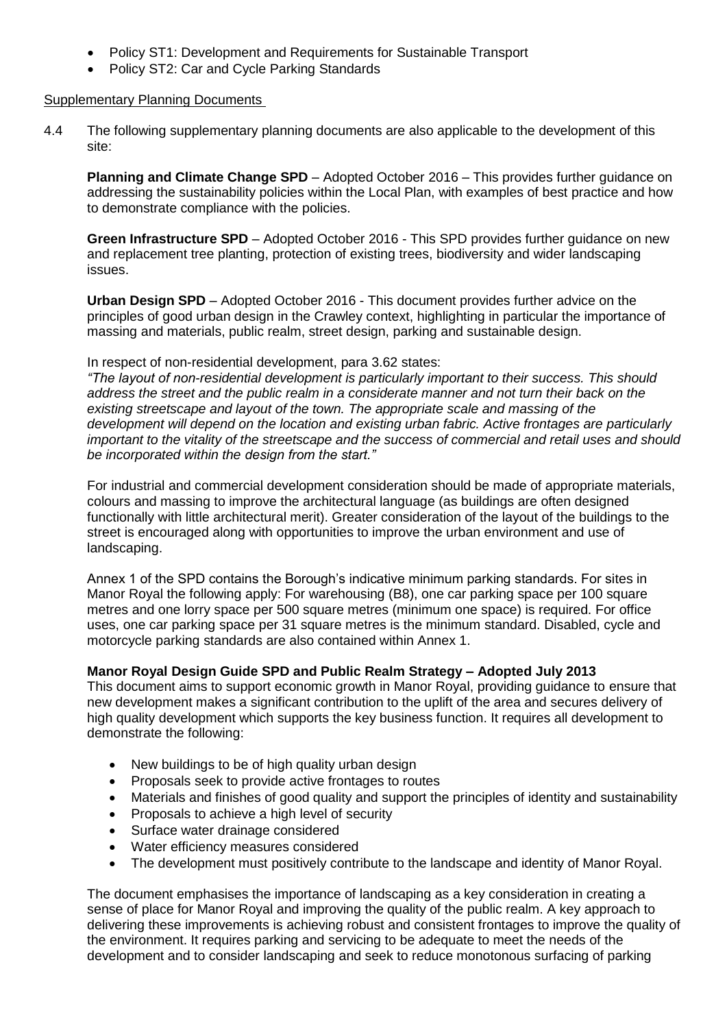- Policy ST1: Development and Requirements for Sustainable Transport
- Policy ST2: Car and Cycle Parking Standards

Supplementary Planning Documents

4.4 The following supplementary planning documents are also applicable to the development of this site:

**Planning and Climate Change SPD** – Adopted October 2016 – This provides further guidance on addressing the sustainability policies within the Local Plan, with examples of best practice and how to demonstrate compliance with the policies.

**Green Infrastructure SPD** – Adopted October 2016 - This SPD provides further guidance on new and replacement tree planting, protection of existing trees, biodiversity and wider landscaping issues.

**Urban Design SPD** – Adopted October 2016 - This document provides further advice on the principles of good urban design in the Crawley context, highlighting in particular the importance of massing and materials, public realm, street design, parking and sustainable design.

In respect of non-residential development, para 3.62 states:
*"The layout of non-residential development is particularly important to their success. This should address the street and the public realm in a considerate manner and not turn their back on the existing streetscape and layout of the town. The appropriate scale and massing of the development will depend on the location and existing urban fabric. Active frontages are particularly important to the vitality of the streetscape and the success of commercial and retail uses and should be incorporated within the design from the start."*

For industrial and commercial development consideration should be made of appropriate materials, colours and massing to improve the architectural language (as buildings are often designed functionally with little architectural merit). Greater consideration of the layout of the buildings to the street is encouraged along with opportunities to improve the urban environment and use of landscaping.

Annex 1 of the SPD contains the Borough's indicative minimum parking standards. For sites in Manor Royal the following apply: For warehousing (B8), one car parking space per 100 square metres and one lorry space per 500 square metres (minimum one space) is required. For office uses, one car parking space per 31 square metres is the minimum standard. Disabled, cycle and motorcycle parking standards are also contained within Annex 1.

**Manor Royal Design Guide SPD and Public Realm Strategy – Adopted July 2013**
This document aims to support economic growth in Manor Royal, providing guidance to ensure that new development makes a significant contribution to the uplift of the area and secures delivery of high quality development which supports the key business function. It requires all development to demonstrate the following:

- New buildings to be of high quality urban design
- Proposals seek to provide active frontages to routes
- Materials and finishes of good quality and support the principles of identity and sustainability
- Proposals to achieve a high level of security
- Surface water drainage considered
- Water efficiency measures considered
- The development must positively contribute to the landscape and identity of Manor Royal.

The document emphasises the importance of landscaping as a key consideration in creating a sense of place for Manor Royal and improving the quality of the public realm. A key approach to delivering these improvements is achieving robust and consistent frontages to improve the quality of the environment. It requires parking and servicing to be adequate to meet the needs of the development and to consider landscaping and seek to reduce monotonous surfacing of parking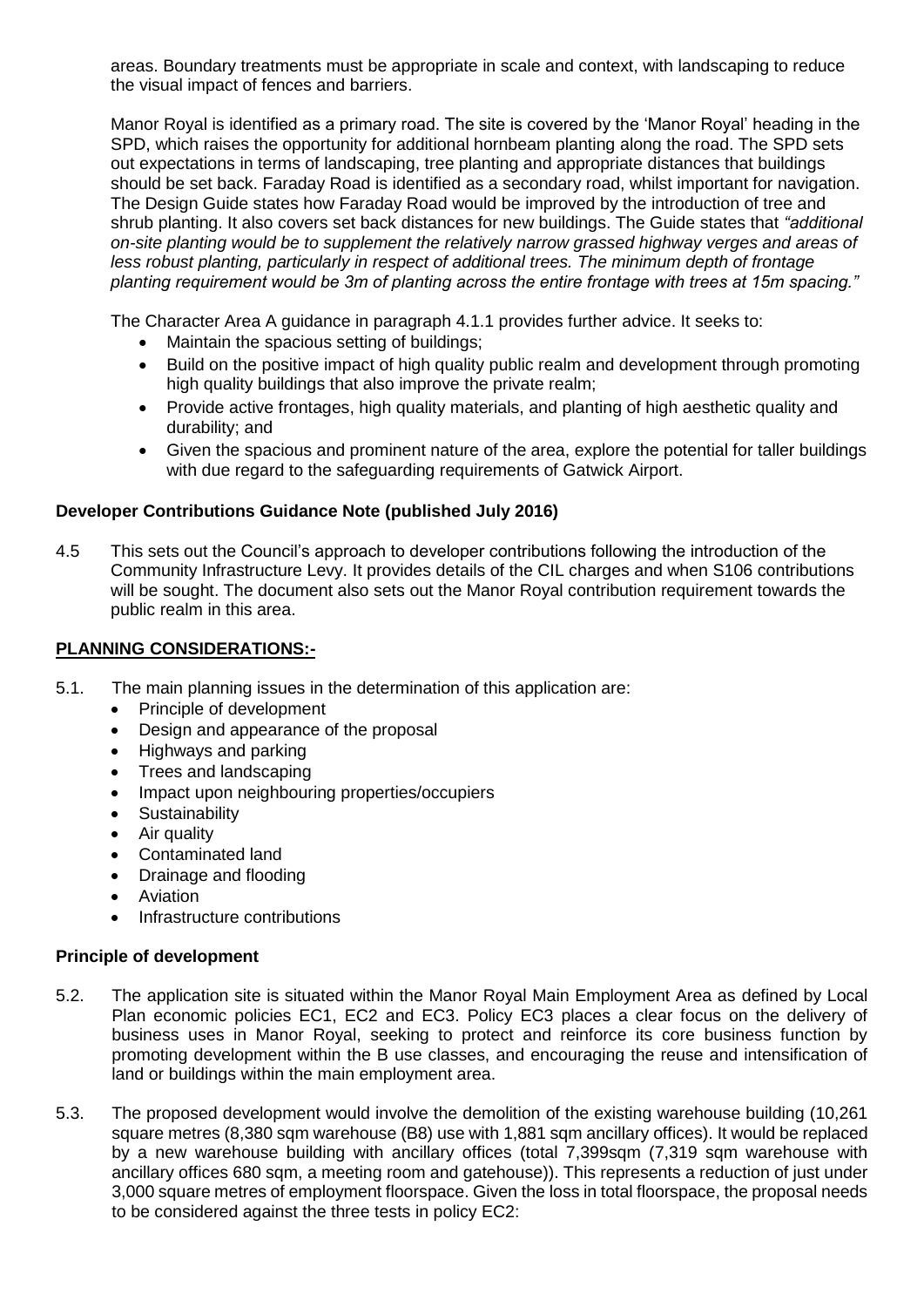areas. Boundary treatments must be appropriate in scale and context, with landscaping to reduce the visual impact of fences and barriers.

Manor Royal is identified as a primary road. The site is covered by the 'Manor Royal' heading in the SPD, which raises the opportunity for additional hornbeam planting along the road. The SPD sets out expectations in terms of landscaping, tree planting and appropriate distances that buildings should be set back. Faraday Road is identified as a secondary road, whilst important for navigation. The Design Guide states how Faraday Road would be improved by the introduction of tree and shrub planting. It also covers set back distances for new buildings. The Guide states that *"additional on-site planting would be to supplement the relatively narrow grassed highway verges and areas of less robust planting, particularly in respect of additional trees. The minimum depth of frontage planting requirement would be 3m of planting across the entire frontage with trees at 15m spacing."*

The Character Area A guidance in paragraph 4.1.1 provides further advice. It seeks to:

- Maintain the spacious setting of buildings;
- Build on the positive impact of high quality public realm and development through promoting high quality buildings that also improve the private realm;
- Provide active frontages, high quality materials, and planting of high aesthetic quality and durability; and
- Given the spacious and prominent nature of the area, explore the potential for taller buildings with due regard to the safeguarding requirements of Gatwick Airport.

**Developer Contributions Guidance Note (published July 2016)**

4.5 This sets out the Council's approach to developer contributions following the introduction of the Community Infrastructure Levy. It provides details of the CIL charges and when S106 contributions will be sought. The document also sets out the Manor Royal contribution requirement towards the public realm in this area.

## PLANNING CONSIDERATIONS:-

5.1. The main planning issues in the determination of this application are:

- Principle of development
- Design and appearance of the proposal
- Highways and parking
- Trees and landscaping
- Impact upon neighbouring properties/occupiers
- Sustainability
- Air quality
- Contaminated land
- Drainage and flooding
- Aviation
- Infrastructure contributions

**Principle of development**

5.2. The application site is situated within the Manor Royal Main Employment Area as defined by Local Plan economic policies EC1, EC2 and EC3. Policy EC3 places a clear focus on the delivery of business uses in Manor Royal, seeking to protect and reinforce its core business function by promoting development within the B use classes, and encouraging the reuse and intensification of land or buildings within the main employment area.

5.3. The proposed development would involve the demolition of the existing warehouse building (10,261 square metres (8,380 sqm warehouse (B8) use with 1,881 sqm ancillary offices). It would be replaced by a new warehouse building with ancillary offices (total 7,399sqm (7,319 sqm warehouse with ancillary offices 680 sqm, a meeting room and gatehouse)). This represents a reduction of just under 3,000 square metres of employment floorspace. Given the loss in total floorspace, the proposal needs to be considered against the three tests in policy EC2: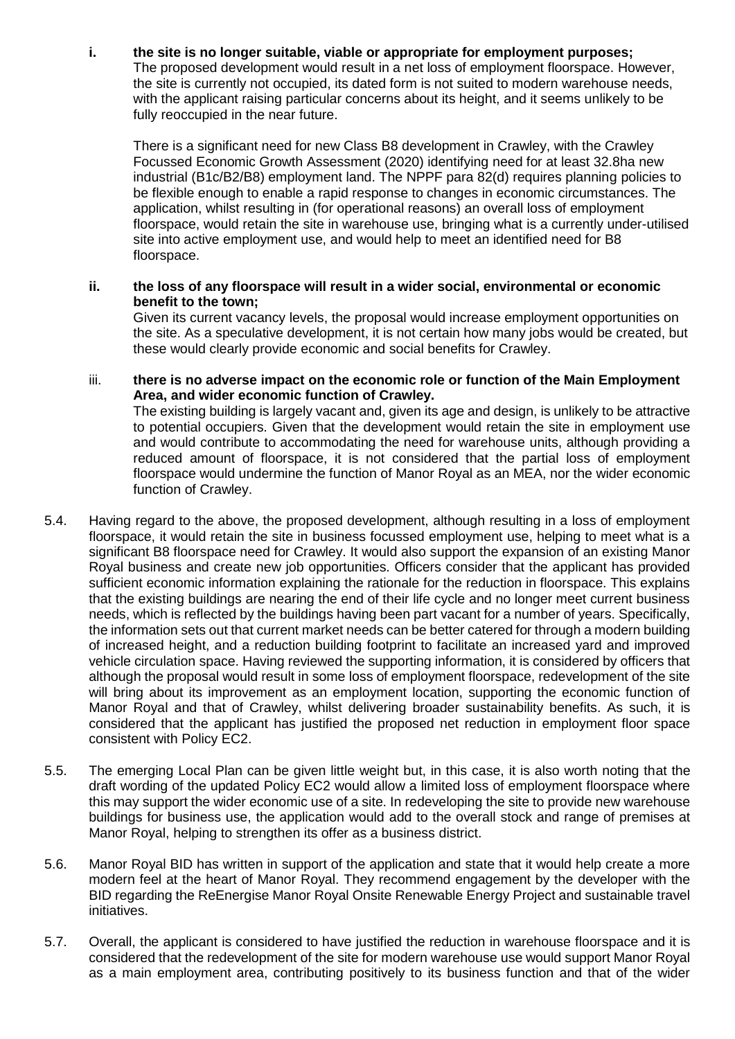**i. the site is no longer suitable, viable or appropriate for employment purposes;**

The proposed development would result in a net loss of employment floorspace. However, the site is currently not occupied, its dated form is not suited to modern warehouse needs, with the applicant raising particular concerns about its height, and it seems unlikely to be fully reoccupied in the near future.

There is a significant need for new Class B8 development in Crawley, with the Crawley Focussed Economic Growth Assessment (2020) identifying need for at least 32.8ha new industrial (B1c/B2/B8) employment land. The NPPF para 82(d) requires planning policies to be flexible enough to enable a rapid response to changes in economic circumstances. The application, whilst resulting in (for operational reasons) an overall loss of employment floorspace, would retain the site in warehouse use, bringing what is a currently under-utilised site into active employment use, and would help to meet an identified need for B8 floorspace.

**ii. the loss of any floorspace will result in a wider social, environmental or economic benefit to the town;**

Given its current vacancy levels, the proposal would increase employment opportunities on the site. As a speculative development, it is not certain how many jobs would be created, but these would clearly provide economic and social benefits for Crawley.

iii. **there is no adverse impact on the economic role or function of the Main Employment Area, and wider economic function of Crawley.**

The existing building is largely vacant and, given its age and design, is unlikely to be attractive to potential occupiers. Given that the development would retain the site in employment use and would contribute to accommodating the need for warehouse units, although providing a reduced amount of floorspace, it is not considered that the partial loss of employment floorspace would undermine the function of Manor Royal as an MEA, nor the wider economic function of Crawley.

5.4. Having regard to the above, the proposed development, although resulting in a loss of employment floorspace, it would retain the site in business focussed employment use, helping to meet what is a significant B8 floorspace need for Crawley. It would also support the expansion of an existing Manor Royal business and create new job opportunities. Officers consider that the applicant has provided sufficient economic information explaining the rationale for the reduction in floorspace. This explains that the existing buildings are nearing the end of their life cycle and no longer meet current business needs, which is reflected by the buildings having been part vacant for a number of years. Specifically, the information sets out that current market needs can be better catered for through a modern building of increased height, and a reduction building footprint to facilitate an increased yard and improved vehicle circulation space. Having reviewed the supporting information, it is considered by officers that although the proposal would result in some loss of employment floorspace, redevelopment of the site will bring about its improvement as an employment location, supporting the economic function of Manor Royal and that of Crawley, whilst delivering broader sustainability benefits. As such, it is considered that the applicant has justified the proposed net reduction in employment floor space consistent with Policy EC2.

5.5. The emerging Local Plan can be given little weight but, in this case, it is also worth noting that the draft wording of the updated Policy EC2 would allow a limited loss of employment floorspace where this may support the wider economic use of a site. In redeveloping the site to provide new warehouse buildings for business use, the application would add to the overall stock and range of premises at Manor Royal, helping to strengthen its offer as a business district.

5.6. Manor Royal BID has written in support of the application and state that it would help create a more modern feel at the heart of Manor Royal. They recommend engagement by the developer with the BID regarding the ReEnergise Manor Royal Onsite Renewable Energy Project and sustainable travel initiatives.

5.7. Overall, the applicant is considered to have justified the reduction in warehouse floorspace and it is considered that the redevelopment of the site for modern warehouse use would support Manor Royal as a main employment area, contributing positively to its business function and that of the wider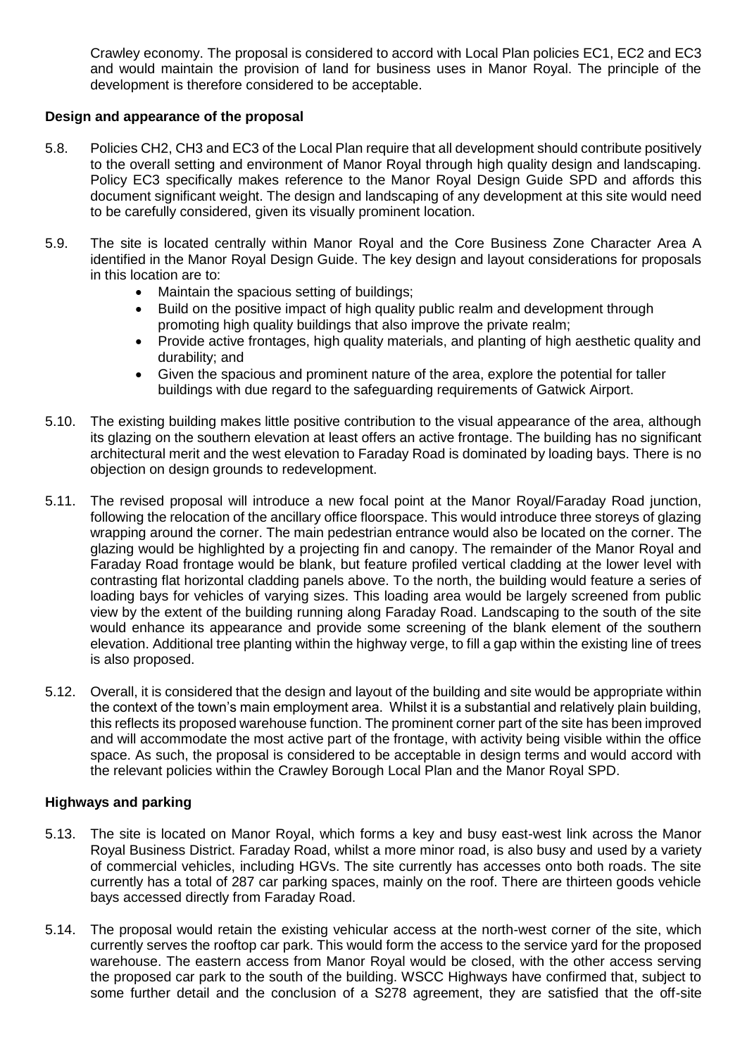Crawley economy. The proposal is considered to accord with Local Plan policies EC1, EC2 and EC3 and would maintain the provision of land for business uses in Manor Royal. The principle of the development is therefore considered to be acceptable.

**Design and appearance of the proposal**

5.8. Policies CH2, CH3 and EC3 of the Local Plan require that all development should contribute positively to the overall setting and environment of Manor Royal through high quality design and landscaping. Policy EC3 specifically makes reference to the Manor Royal Design Guide SPD and affords this document significant weight. The design and landscaping of any development at this site would need to be carefully considered, given its visually prominent location.

5.9. The site is located centrally within Manor Royal and the Core Business Zone Character Area A identified in the Manor Royal Design Guide. The key design and layout considerations for proposals in this location are to:

- Maintain the spacious setting of buildings;
- Build on the positive impact of high quality public realm and development through promoting high quality buildings that also improve the private realm;
- Provide active frontages, high quality materials, and planting of high aesthetic quality and durability; and
- Given the spacious and prominent nature of the area, explore the potential for taller buildings with due regard to the safeguarding requirements of Gatwick Airport.

5.10. The existing building makes little positive contribution to the visual appearance of the area, although its glazing on the southern elevation at least offers an active frontage. The building has no significant architectural merit and the west elevation to Faraday Road is dominated by loading bays. There is no objection on design grounds to redevelopment.

5.11. The revised proposal will introduce a new focal point at the Manor Royal/Faraday Road junction, following the relocation of the ancillary office floorspace. This would introduce three storeys of glazing wrapping around the corner. The main pedestrian entrance would also be located on the corner. The glazing would be highlighted by a projecting fin and canopy. The remainder of the Manor Royal and Faraday Road frontage would be blank, but feature profiled vertical cladding at the lower level with contrasting flat horizontal cladding panels above. To the north, the building would feature a series of loading bays for vehicles of varying sizes. This loading area would be largely screened from public view by the extent of the building running along Faraday Road. Landscaping to the south of the site would enhance its appearance and provide some screening of the blank element of the southern elevation. Additional tree planting within the highway verge, to fill a gap within the existing line of trees is also proposed.

5.12. Overall, it is considered that the design and layout of the building and site would be appropriate within the context of the town's main employment area. Whilst it is a substantial and relatively plain building, this reflects its proposed warehouse function. The prominent corner part of the site has been improved and will accommodate the most active part of the frontage, with activity being visible within the office space. As such, the proposal is considered to be acceptable in design terms and would accord with the relevant policies within the Crawley Borough Local Plan and the Manor Royal SPD.

**Highways and parking**

5.13. The site is located on Manor Royal, which forms a key and busy east-west link across the Manor Royal Business District. Faraday Road, whilst a more minor road, is also busy and used by a variety of commercial vehicles, including HGVs. The site currently has accesses onto both roads. The site currently has a total of 287 car parking spaces, mainly on the roof. There are thirteen goods vehicle bays accessed directly from Faraday Road.

5.14. The proposal would retain the existing vehicular access at the north-west corner of the site, which currently serves the rooftop car park. This would form the access to the service yard for the proposed warehouse. The eastern access from Manor Royal would be closed, with the other access serving the proposed car park to the south of the building. WSCC Highways have confirmed that, subject to some further detail and the conclusion of a S278 agreement, they are satisfied that the off-site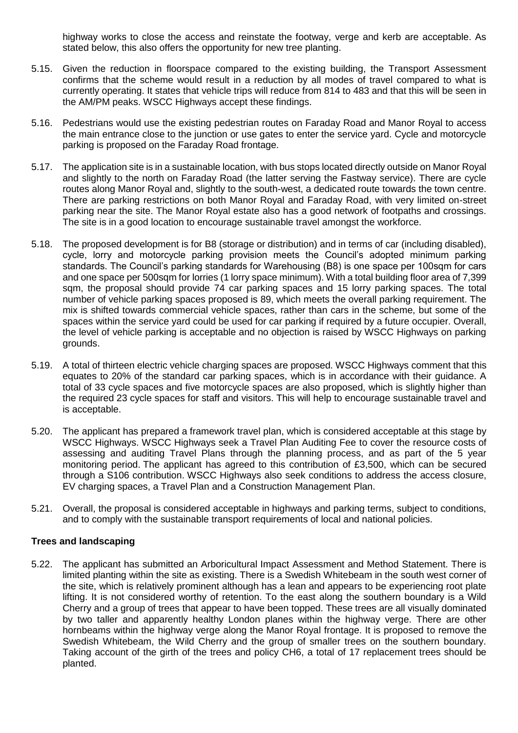highway works to close the access and reinstate the footway, verge and kerb are acceptable. As stated below, this also offers the opportunity for new tree planting.

5.15. Given the reduction in floorspace compared to the existing building, the Transport Assessment confirms that the scheme would result in a reduction by all modes of travel compared to what is currently operating. It states that vehicle trips will reduce from 814 to 483 and that this will be seen in the AM/PM peaks. WSCC Highways accept these findings.

5.16. Pedestrians would use the existing pedestrian routes on Faraday Road and Manor Royal to access the main entrance close to the junction or use gates to enter the service yard. Cycle and motorcycle parking is proposed on the Faraday Road frontage.

5.17. The application site is in a sustainable location, with bus stops located directly outside on Manor Royal and slightly to the north on Faraday Road (the latter serving the Fastway service). There are cycle routes along Manor Royal and, slightly to the south-west, a dedicated route towards the town centre. There are parking restrictions on both Manor Royal and Faraday Road, with very limited on-street parking near the site. The Manor Royal estate also has a good network of footpaths and crossings. The site is in a good location to encourage sustainable travel amongst the workforce.

5.18. The proposed development is for B8 (storage or distribution) and in terms of car (including disabled), cycle, lorry and motorcycle parking provision meets the Council's adopted minimum parking standards. The Council's parking standards for Warehousing (B8) is one space per 100sqm for cars and one space per 500sqm for lorries (1 lorry space minimum). With a total building floor area of 7,399 sqm, the proposal should provide 74 car parking spaces and 15 lorry parking spaces. The total number of vehicle parking spaces proposed is 89, which meets the overall parking requirement. The mix is shifted towards commercial vehicle spaces, rather than cars in the scheme, but some of the spaces within the service yard could be used for car parking if required by a future occupier. Overall, the level of vehicle parking is acceptable and no objection is raised by WSCC Highways on parking grounds.

5.19. A total of thirteen electric vehicle charging spaces are proposed. WSCC Highways comment that this equates to 20% of the standard car parking spaces, which is in accordance with their guidance. A total of 33 cycle spaces and five motorcycle spaces are also proposed, which is slightly higher than the required 23 cycle spaces for staff and visitors. This will help to encourage sustainable travel and is acceptable.

5.20. The applicant has prepared a framework travel plan, which is considered acceptable at this stage by WSCC Highways. WSCC Highways seek a Travel Plan Auditing Fee to cover the resource costs of assessing and auditing Travel Plans through the planning process, and as part of the 5 year monitoring period. The applicant has agreed to this contribution of £3,500, which can be secured through a S106 contribution. WSCC Highways also seek conditions to address the access closure, EV charging spaces, a Travel Plan and a Construction Management Plan.

5.21. Overall, the proposal is considered acceptable in highways and parking terms, subject to conditions, and to comply with the sustainable transport requirements of local and national policies.

**Trees and landscaping**

5.22. The applicant has submitted an Arboricultural Impact Assessment and Method Statement. There is limited planting within the site as existing. There is a Swedish Whitebeam in the south west corner of the site, which is relatively prominent although has a lean and appears to be experiencing root plate lifting. It is not considered worthy of retention. To the east along the southern boundary is a Wild Cherry and a group of trees that appear to have been topped. These trees are all visually dominated by two taller and apparently healthy London planes within the highway verge. There are other hornbeams within the highway verge along the Manor Royal frontage. It is proposed to remove the Swedish Whitebeam, the Wild Cherry and the group of smaller trees on the southern boundary. Taking account of the girth of the trees and policy CH6, a total of 17 replacement trees should be planted.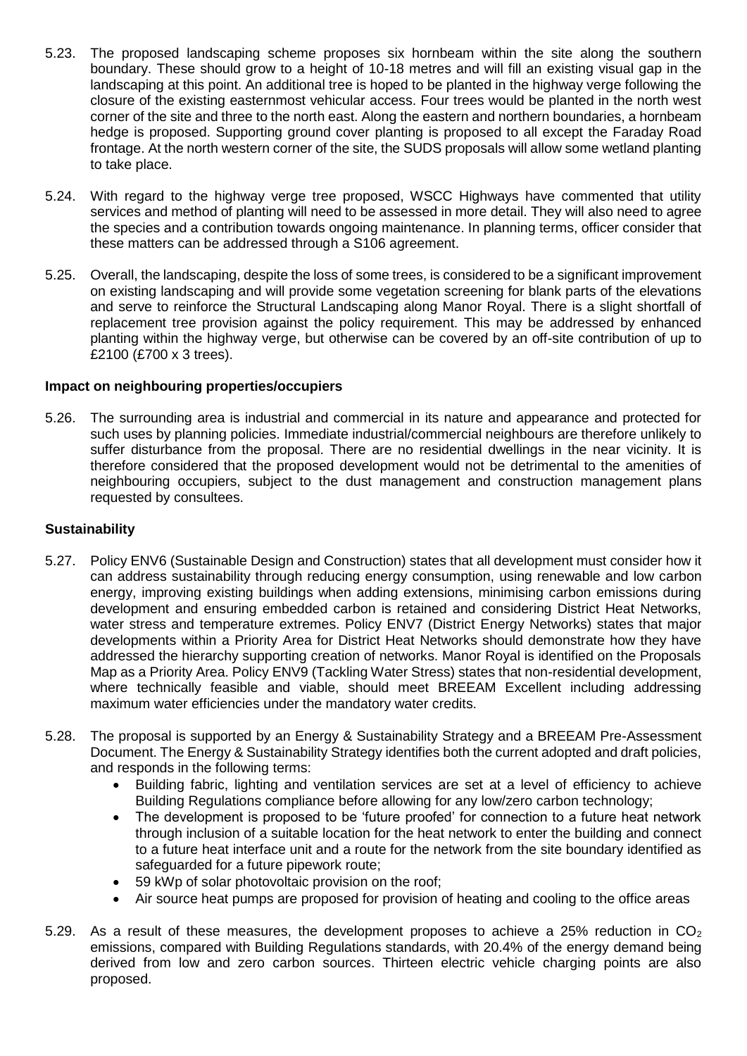5.23. The proposed landscaping scheme proposes six hornbeam within the site along the southern boundary. These should grow to a height of 10-18 metres and will fill an existing visual gap in the landscaping at this point. An additional tree is hoped to be planted in the highway verge following the closure of the existing easternmost vehicular access. Four trees would be planted in the north west corner of the site and three to the north east. Along the eastern and northern boundaries, a hornbeam hedge is proposed. Supporting ground cover planting is proposed to all except the Faraday Road frontage. At the north western corner of the site, the SUDS proposals will allow some wetland planting to take place.

5.24. With regard to the highway verge tree proposed, WSCC Highways have commented that utility services and method of planting will need to be assessed in more detail. They will also need to agree the species and a contribution towards ongoing maintenance. In planning terms, officer consider that these matters can be addressed through a S106 agreement.

5.25. Overall, the landscaping, despite the loss of some trees, is considered to be a significant improvement on existing landscaping and will provide some vegetation screening for blank parts of the elevations and serve to reinforce the Structural Landscaping along Manor Royal. There is a slight shortfall of replacement tree provision against the policy requirement. This may be addressed by enhanced planting within the highway verge, but otherwise can be covered by an off-site contribution of up to £2100 (£700 x 3 trees).

**Impact on neighbouring properties/occupiers**

5.26. The surrounding area is industrial and commercial in its nature and appearance and protected for such uses by planning policies. Immediate industrial/commercial neighbours are therefore unlikely to suffer disturbance from the proposal. There are no residential dwellings in the near vicinity. It is therefore considered that the proposed development would not be detrimental to the amenities of neighbouring occupiers, subject to the dust management and construction management plans requested by consultees.

**Sustainability**

5.27. Policy ENV6 (Sustainable Design and Construction) states that all development must consider how it can address sustainability through reducing energy consumption, using renewable and low carbon energy, improving existing buildings when adding extensions, minimising carbon emissions during development and ensuring embedded carbon is retained and considering District Heat Networks, water stress and temperature extremes. Policy ENV7 (District Energy Networks) states that major developments within a Priority Area for District Heat Networks should demonstrate how they have addressed the hierarchy supporting creation of networks. Manor Royal is identified on the Proposals Map as a Priority Area. Policy ENV9 (Tackling Water Stress) states that non-residential development, where technically feasible and viable, should meet BREEAM Excellent including addressing maximum water efficiencies under the mandatory water credits.

5.28. The proposal is supported by an Energy & Sustainability Strategy and a BREEAM Pre-Assessment Document. The Energy & Sustainability Strategy identifies both the current adopted and draft policies, and responds in the following terms:

- Building fabric, lighting and ventilation services are set at a level of efficiency to achieve Building Regulations compliance before allowing for any low/zero carbon technology;
- The development is proposed to be 'future proofed' for connection to a future heat network through inclusion of a suitable location for the heat network to enter the building and connect to a future heat interface unit and a route for the network from the site boundary identified as safeguarded for a future pipework route;
- 59 kWp of solar photovoltaic provision on the roof;
- Air source heat pumps are proposed for provision of heating and cooling to the office areas

5.29. As a result of these measures, the development proposes to achieve a 25% reduction in $CO_2$ emissions, compared with Building Regulations standards, with 20.4% of the energy demand being derived from low and zero carbon sources. Thirteen electric vehicle charging points are also proposed.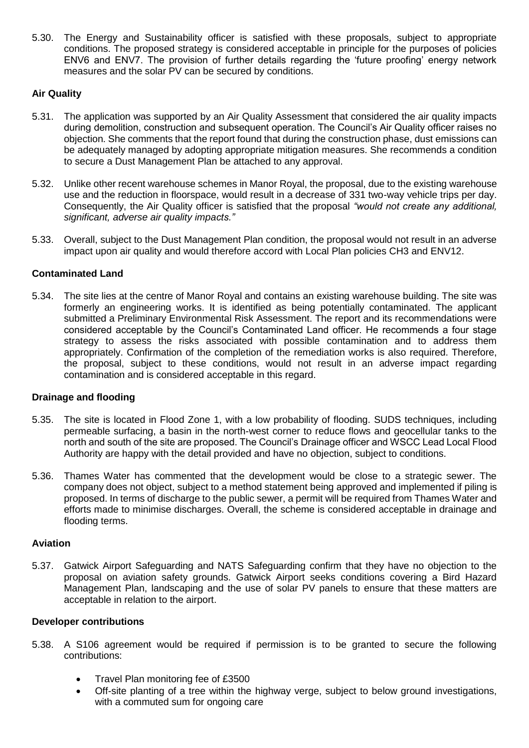5.30. The Energy and Sustainability officer is satisfied with these proposals, subject to appropriate conditions. The proposed strategy is considered acceptable in principle for the purposes of policies ENV6 and ENV7. The provision of further details regarding the 'future proofing' energy network measures and the solar PV can be secured by conditions.

**Air Quality**

5.31. The application was supported by an Air Quality Assessment that considered the air quality impacts during demolition, construction and subsequent operation. The Council's Air Quality officer raises no objection. She comments that the report found that during the construction phase, dust emissions can be adequately managed by adopting appropriate mitigation measures. She recommends a condition to secure a Dust Management Plan be attached to any approval.

5.32. Unlike other recent warehouse schemes in Manor Royal, the proposal, due to the existing warehouse use and the reduction in floorspace, would result in a decrease of 331 two-way vehicle trips per day. Consequently, the Air Quality officer is satisfied that the proposal *"would not create any additional, significant, adverse air quality impacts."*

5.33. Overall, subject to the Dust Management Plan condition, the proposal would not result in an adverse impact upon air quality and would therefore accord with Local Plan policies CH3 and ENV12.

**Contaminated Land**

5.34. The site lies at the centre of Manor Royal and contains an existing warehouse building. The site was formerly an engineering works. It is identified as being potentially contaminated. The applicant submitted a Preliminary Environmental Risk Assessment. The report and its recommendations were considered acceptable by the Council's Contaminated Land officer. He recommends a four stage strategy to assess the risks associated with possible contamination and to address them appropriately. Confirmation of the completion of the remediation works is also required. Therefore, the proposal, subject to these conditions, would not result in an adverse impact regarding contamination and is considered acceptable in this regard.

**Drainage and flooding**

5.35. The site is located in Flood Zone 1, with a low probability of flooding. SUDS techniques, including permeable surfacing, a basin in the north-west corner to reduce flows and geocellular tanks to the north and south of the site are proposed. The Council's Drainage officer and WSCC Lead Local Flood Authority are happy with the detail provided and have no objection, subject to conditions.

5.36. Thames Water has commented that the development would be close to a strategic sewer. The company does not object, subject to a method statement being approved and implemented if piling is proposed. In terms of discharge to the public sewer, a permit will be required from Thames Water and efforts made to minimise discharges. Overall, the scheme is considered acceptable in drainage and flooding terms.

**Aviation**

5.37. Gatwick Airport Safeguarding and NATS Safeguarding confirm that they have no objection to the proposal on aviation safety grounds. Gatwick Airport seeks conditions covering a Bird Hazard Management Plan, landscaping and the use of solar PV panels to ensure that these matters are acceptable in relation to the airport.

**Developer contributions**

5.38. A S106 agreement would be required if permission is to be granted to secure the following contributions:

- Travel Plan monitoring fee of £3500
- Off-site planting of a tree within the highway verge, subject to below ground investigations, with a commuted sum for ongoing care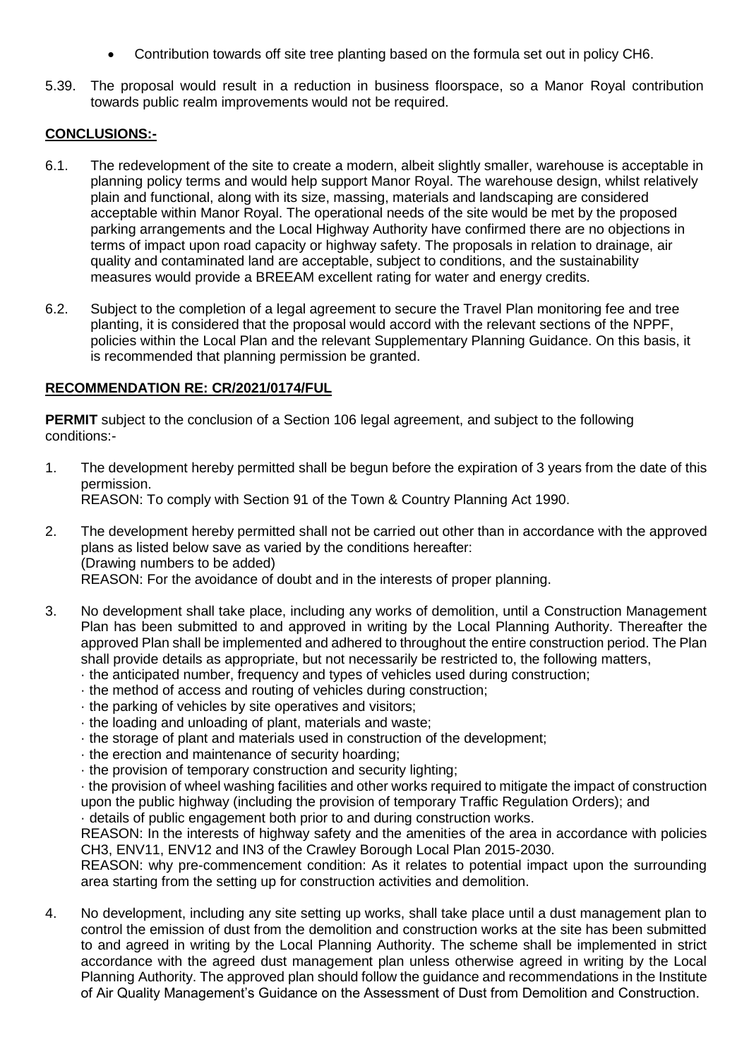- Contribution towards off site tree planting based on the formula set out in policy CH6.

5.39. The proposal would result in a reduction in business floorspace, so a Manor Royal contribution towards public realm improvements would not be required.

## CONCLUSIONS:-

6.1. The redevelopment of the site to create a modern, albeit slightly smaller, warehouse is acceptable in planning policy terms and would help support Manor Royal. The warehouse design, whilst relatively plain and functional, along with its size, massing, materials and landscaping are considered acceptable within Manor Royal. The operational needs of the site would be met by the proposed parking arrangements and the Local Highway Authority have confirmed there are no objections in terms of impact upon road capacity or highway safety. The proposals in relation to drainage, air quality and contaminated land are acceptable, subject to conditions, and the sustainability measures would provide a BREEAM excellent rating for water and energy credits.

6.2. Subject to the completion of a legal agreement to secure the Travel Plan monitoring fee and tree planting, it is considered that the proposal would accord with the relevant sections of the NPPF, policies within the Local Plan and the relevant Supplementary Planning Guidance. On this basis, it is recommended that planning permission be granted.

## RECOMMENDATION RE: CR/2021/0174/FUL

**PERMIT** subject to the conclusion of a Section 106 legal agreement, and subject to the following conditions:-

1. The development hereby permitted shall be begun before the expiration of 3 years from the date of this permission.
   REASON: To comply with Section 91 of the Town & Country Planning Act 1990.

2. The development hereby permitted shall not be carried out other than in accordance with the approved plans as listed below save as varied by the conditions hereafter:
   (Drawing numbers to be added)
   REASON: For the avoidance of doubt and in the interests of proper planning.

3. No development shall take place, including any works of demolition, until a Construction Management Plan has been submitted to and approved in writing by the Local Planning Authority. Thereafter the approved Plan shall be implemented and adhered to throughout the entire construction period. The Plan shall provide details as appropriate, but not necessarily be restricted to, the following matters,
   · the anticipated number, frequency and types of vehicles used during construction;
   · the method of access and routing of vehicles during construction;
   · the parking of vehicles by site operatives and visitors;
   · the loading and unloading of plant, materials and waste;
   · the storage of plant and materials used in construction of the development;
   · the erection and maintenance of security hoarding;
   · the provision of temporary construction and security lighting;
   · the provision of wheel washing facilities and other works required to mitigate the impact of construction upon the public highway (including the provision of temporary Traffic Regulation Orders); and
   · details of public engagement both prior to and during construction works.
   REASON: In the interests of highway safety and the amenities of the area in accordance with policies CH3, ENV11, ENV12 and IN3 of the Crawley Borough Local Plan 2015-2030.
   REASON: why pre-commencement condition: As it relates to potential impact upon the surrounding area starting from the setting up for construction activities and demolition.

4. No development, including any site setting up works, shall take place until a dust management plan to control the emission of dust from the demolition and construction works at the site has been submitted to and agreed in writing by the Local Planning Authority. The scheme shall be implemented in strict accordance with the agreed dust management plan unless otherwise agreed in writing by the Local Planning Authority. The approved plan should follow the guidance and recommendations in the Institute of Air Quality Management's Guidance on the Assessment of Dust from Demolition and Construction.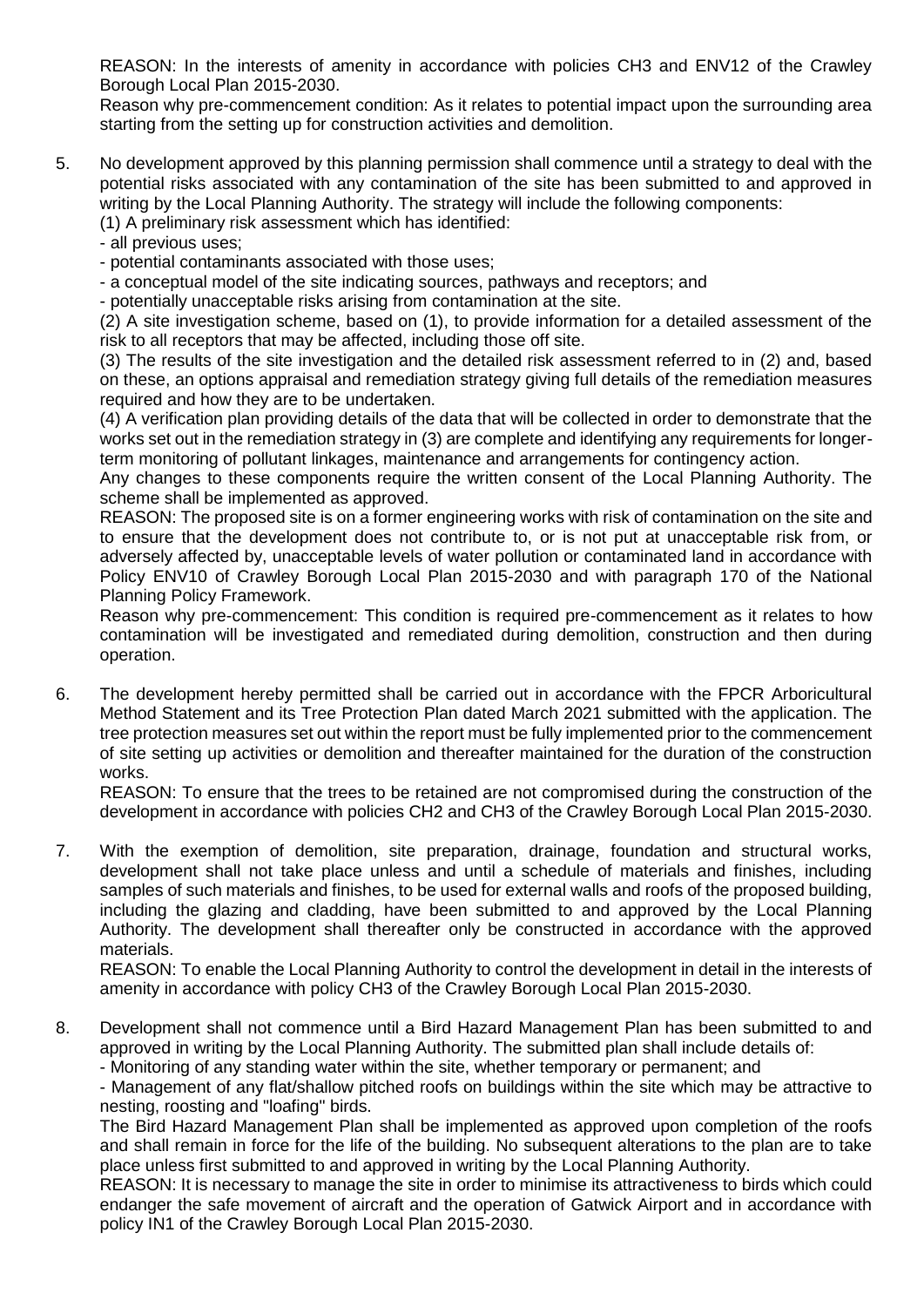REASON: In the interests of amenity in accordance with policies CH3 and ENV12 of the Crawley Borough Local Plan 2015-2030.
Reason why pre-commencement condition: As it relates to potential impact upon the surrounding area starting from the setting up for construction activities and demolition.

5. No development approved by this planning permission shall commence until a strategy to deal with the potential risks associated with any contamination of the site has been submitted to and approved in writing by the Local Planning Authority. The strategy will include the following components:
   (1) A preliminary risk assessment which has identified:
   - all previous uses;
   - potential contaminants associated with those uses;
   - a conceptual model of the site indicating sources, pathways and receptors; and
   - potentially unacceptable risks arising from contamination at the site.

   (2) A site investigation scheme, based on (1), to provide information for a detailed assessment of the risk to all receptors that may be affected, including those off site.
   (3) The results of the site investigation and the detailed risk assessment referred to in (2) and, based on these, an options appraisal and remediation strategy giving full details of the remediation measures required and how they are to be undertaken.
   (4) A verification plan providing details of the data that will be collected in order to demonstrate that the works set out in the remediation strategy in (3) are complete and identifying any requirements for longer-term monitoring of pollutant linkages, maintenance and arrangements for contingency action.
   Any changes to these components require the written consent of the Local Planning Authority. The scheme shall be implemented as approved.
   REASON: The proposed site is on a former engineering works with risk of contamination on the site and to ensure that the development does not contribute to, or is not put at unacceptable risk from, or adversely affected by, unacceptable levels of water pollution or contaminated land in accordance with Policy ENV10 of Crawley Borough Local Plan 2015-2030 and with paragraph 170 of the National Planning Policy Framework.
   Reason why pre-commencement: This condition is required pre-commencement as it relates to how contamination will be investigated and remediated during demolition, construction and then during operation.

6. The development hereby permitted shall be carried out in accordance with the FPCR Arboricultural Method Statement and its Tree Protection Plan dated March 2021 submitted with the application. The tree protection measures set out within the report must be fully implemented prior to the commencement of site setting up activities or demolition and thereafter maintained for the duration of the construction works.
   REASON: To ensure that the trees to be retained are not compromised during the construction of the development in accordance with policies CH2 and CH3 of the Crawley Borough Local Plan 2015-2030.

7. With the exemption of demolition, site preparation, drainage, foundation and structural works, development shall not take place unless and until a schedule of materials and finishes, including samples of such materials and finishes, to be used for external walls and roofs of the proposed building, including the glazing and cladding, have been submitted to and approved by the Local Planning Authority. The development shall thereafter only be constructed in accordance with the approved materials.
   REASON: To enable the Local Planning Authority to control the development in detail in the interests of amenity in accordance with policy CH3 of the Crawley Borough Local Plan 2015-2030.

8. Development shall not commence until a Bird Hazard Management Plan has been submitted to and approved in writing by the Local Planning Authority. The submitted plan shall include details of:
   - Monitoring of any standing water within the site, whether temporary or permanent; and
   - Management of any flat/shallow pitched roofs on buildings within the site which may be attractive to nesting, roosting and "loafing" birds.

   The Bird Hazard Management Plan shall be implemented as approved upon completion of the roofs and shall remain in force for the life of the building. No subsequent alterations to the plan are to take place unless first submitted to and approved in writing by the Local Planning Authority.
   REASON: It is necessary to manage the site in order to minimise its attractiveness to birds which could endanger the safe movement of aircraft and the operation of Gatwick Airport and in accordance with policy IN1 of the Crawley Borough Local Plan 2015-2030.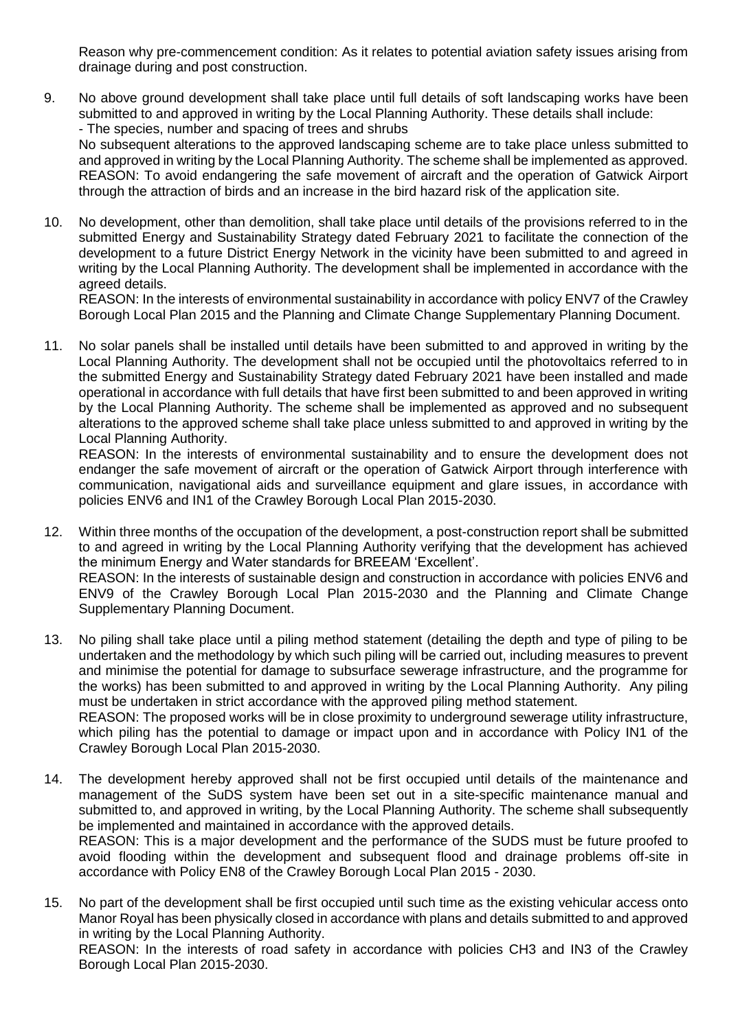Reason why pre-commencement condition: As it relates to potential aviation safety issues arising from drainage during and post construction.

9. No above ground development shall take place until full details of soft landscaping works have been submitted to and approved in writing by the Local Planning Authority. These details shall include:
   - The species, number and spacing of trees and shrubs

   No subsequent alterations to the approved landscaping scheme are to take place unless submitted to and approved in writing by the Local Planning Authority. The scheme shall be implemented as approved.
   REASON: To avoid endangering the safe movement of aircraft and the operation of Gatwick Airport through the attraction of birds and an increase in the bird hazard risk of the application site.

10. No development, other than demolition, shall take place until details of the provisions referred to in the submitted Energy and Sustainability Strategy dated February 2021 to facilitate the connection of the development to a future District Energy Network in the vicinity have been submitted to and agreed in writing by the Local Planning Authority. The development shall be implemented in accordance with the agreed details.
    REASON: In the interests of environmental sustainability in accordance with policy ENV7 of the Crawley Borough Local Plan 2015 and the Planning and Climate Change Supplementary Planning Document.

11. No solar panels shall be installed until details have been submitted to and approved in writing by the Local Planning Authority. The development shall not be occupied until the photovoltaics referred to in the submitted Energy and Sustainability Strategy dated February 2021 have been installed and made operational in accordance with full details that have first been submitted to and been approved in writing by the Local Planning Authority. The scheme shall be implemented as approved and no subsequent alterations to the approved scheme shall take place unless submitted to and approved in writing by the Local Planning Authority.
    REASON: In the interests of environmental sustainability and to ensure the development does not endanger the safe movement of aircraft or the operation of Gatwick Airport through interference with communication, navigational aids and surveillance equipment and glare issues, in accordance with policies ENV6 and IN1 of the Crawley Borough Local Plan 2015-2030.

12. Within three months of the occupation of the development, a post-construction report shall be submitted to and agreed in writing by the Local Planning Authority verifying that the development has achieved the minimum Energy and Water standards for BREEAM 'Excellent'.
    REASON: In the interests of sustainable design and construction in accordance with policies ENV6 and ENV9 of the Crawley Borough Local Plan 2015-2030 and the Planning and Climate Change Supplementary Planning Document.

13. No piling shall take place until a piling method statement (detailing the depth and type of piling to be undertaken and the methodology by which such piling will be carried out, including measures to prevent and minimise the potential for damage to subsurface sewerage infrastructure, and the programme for the works) has been submitted to and approved in writing by the Local Planning Authority. Any piling must be undertaken in strict accordance with the approved piling method statement.
    REASON: The proposed works will be in close proximity to underground sewerage utility infrastructure, which piling has the potential to damage or impact upon and in accordance with Policy IN1 of the Crawley Borough Local Plan 2015-2030.

14. The development hereby approved shall not be first occupied until details of the maintenance and management of the SuDS system have been set out in a site-specific maintenance manual and submitted to, and approved in writing, by the Local Planning Authority. The scheme shall subsequently be implemented and maintained in accordance with the approved details.
    REASON: This is a major development and the performance of the SUDS must be future proofed to avoid flooding within the development and subsequent flood and drainage problems off-site in accordance with Policy EN8 of the Crawley Borough Local Plan 2015 - 2030.

15. No part of the development shall be first occupied until such time as the existing vehicular access onto Manor Royal has been physically closed in accordance with plans and details submitted to and approved in writing by the Local Planning Authority.
    REASON: In the interests of road safety in accordance with policies CH3 and IN3 of the Crawley Borough Local Plan 2015-2030.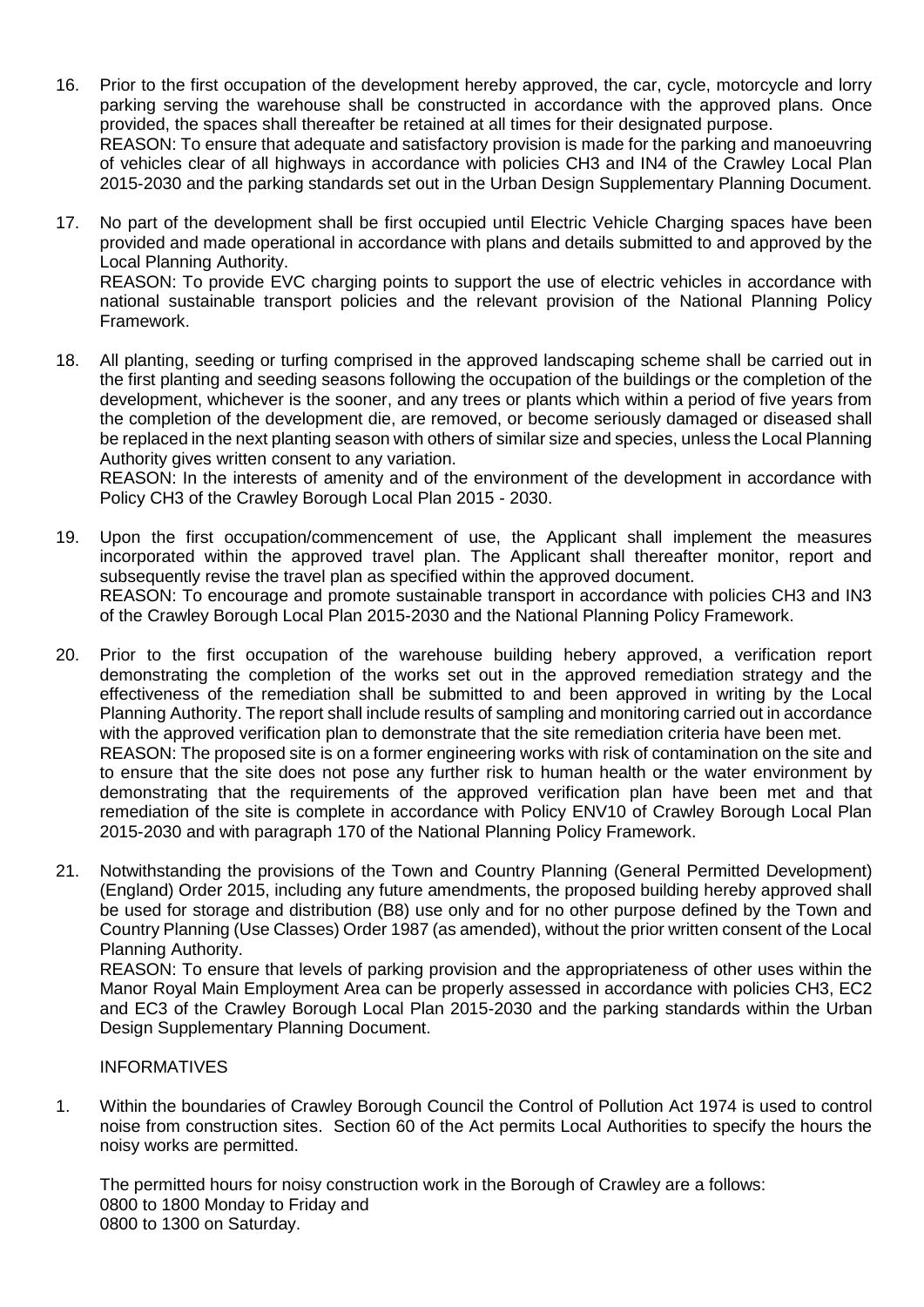16. Prior to the first occupation of the development hereby approved, the car, cycle, motorcycle and lorry parking serving the warehouse shall be constructed in accordance with the approved plans. Once provided, the spaces shall thereafter be retained at all times for their designated purpose.
    REASON: To ensure that adequate and satisfactory provision is made for the parking and manoeuvring of vehicles clear of all highways in accordance with policies CH3 and IN4 of the Crawley Local Plan 2015-2030 and the parking standards set out in the Urban Design Supplementary Planning Document.

17. No part of the development shall be first occupied until Electric Vehicle Charging spaces have been provided and made operational in accordance with plans and details submitted to and approved by the Local Planning Authority.
    REASON: To provide EVC charging points to support the use of electric vehicles in accordance with national sustainable transport policies and the relevant provision of the National Planning Policy Framework.

18. All planting, seeding or turfing comprised in the approved landscaping scheme shall be carried out in the first planting and seeding seasons following the occupation of the buildings or the completion of the development, whichever is the sooner, and any trees or plants which within a period of five years from the completion of the development die, are removed, or become seriously damaged or diseased shall be replaced in the next planting season with others of similar size and species, unless the Local Planning Authority gives written consent to any variation.
    REASON: In the interests of amenity and of the environment of the development in accordance with Policy CH3 of the Crawley Borough Local Plan 2015 - 2030.

19. Upon the first occupation/commencement of use, the Applicant shall implement the measures incorporated within the approved travel plan. The Applicant shall thereafter monitor, report and subsequently revise the travel plan as specified within the approved document.
    REASON: To encourage and promote sustainable transport in accordance with policies CH3 and IN3 of the Crawley Borough Local Plan 2015-2030 and the National Planning Policy Framework.

20. Prior to the first occupation of the warehouse building hebery approved, a verification report demonstrating the completion of the works set out in the approved remediation strategy and the effectiveness of the remediation shall be submitted to and been approved in writing by the Local Planning Authority. The report shall include results of sampling and monitoring carried out in accordance with the approved verification plan to demonstrate that the site remediation criteria have been met.
    REASON: The proposed site is on a former engineering works with risk of contamination on the site and to ensure that the site does not pose any further risk to human health or the water environment by demonstrating that the requirements of the approved verification plan have been met and that remediation of the site is complete in accordance with Policy ENV10 of Crawley Borough Local Plan 2015-2030 and with paragraph 170 of the National Planning Policy Framework.

21. Notwithstanding the provisions of the Town and Country Planning (General Permitted Development) (England) Order 2015, including any future amendments, the proposed building hereby approved shall be used for storage and distribution (B8) use only and for no other purpose defined by the Town and Country Planning (Use Classes) Order 1987 (as amended), without the prior written consent of the Local Planning Authority.
    REASON: To ensure that levels of parking provision and the appropriateness of other uses within the Manor Royal Main Employment Area can be properly assessed in accordance with policies CH3, EC2 and EC3 of the Crawley Borough Local Plan 2015-2030 and the parking standards within the Urban Design Supplementary Planning Document.

INFORMATIVES

1. Within the boundaries of Crawley Borough Council the Control of Pollution Act 1974 is used to control noise from construction sites. Section 60 of the Act permits Local Authorities to specify the hours the noisy works are permitted.

   The permitted hours for noisy construction work in the Borough of Crawley are a follows:
   0800 to 1800 Monday to Friday and
   0800 to 1300 on Saturday.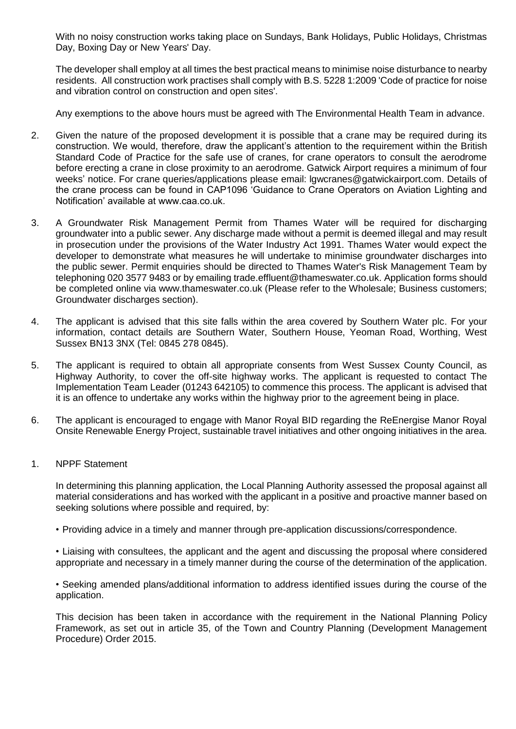With no noisy construction works taking place on Sundays, Bank Holidays, Public Holidays, Christmas Day, Boxing Day or New Years' Day.

The developer shall employ at all times the best practical means to minimise noise disturbance to nearby residents. All construction work practises shall comply with B.S. 5228 1:2009 'Code of practice for noise and vibration control on construction and open sites'.

Any exemptions to the above hours must be agreed with The Environmental Health Team in advance.

2. Given the nature of the proposed development it is possible that a crane may be required during its construction. We would, therefore, draw the applicant's attention to the requirement within the British Standard Code of Practice for the safe use of cranes, for crane operators to consult the aerodrome before erecting a crane in close proximity to an aerodrome. Gatwick Airport requires a minimum of four weeks' notice. For crane queries/applications please email: lgwcranes@gatwickairport.com. Details of the crane process can be found in CAP1096 'Guidance to Crane Operators on Aviation Lighting and Notification' available at www.caa.co.uk.

3. A Groundwater Risk Management Permit from Thames Water will be required for discharging groundwater into a public sewer. Any discharge made without a permit is deemed illegal and may result in prosecution under the provisions of the Water Industry Act 1991. Thames Water would expect the developer to demonstrate what measures he will undertake to minimise groundwater discharges into the public sewer. Permit enquiries should be directed to Thames Water's Risk Management Team by telephoning 020 3577 9483 or by emailing trade.effluent@thameswater.co.uk. Application forms should be completed online via www.thameswater.co.uk (Please refer to the Wholesale; Business customers; Groundwater discharges section).

4. The applicant is advised that this site falls within the area covered by Southern Water plc. For your information, contact details are Southern Water, Southern House, Yeoman Road, Worthing, West Sussex BN13 3NX (Tel: 0845 278 0845).

5. The applicant is required to obtain all appropriate consents from West Sussex County Council, as Highway Authority, to cover the off-site highway works. The applicant is requested to contact The Implementation Team Leader (01243 642105) to commence this process. The applicant is advised that it is an offence to undertake any works within the highway prior to the agreement being in place.

6. The applicant is encouraged to engage with Manor Royal BID regarding the ReEnergise Manor Royal Onsite Renewable Energy Project, sustainable travel initiatives and other ongoing initiatives in the area.

1. NPPF Statement

In determining this planning application, the Local Planning Authority assessed the proposal against all material considerations and has worked with the applicant in a positive and proactive manner based on seeking solutions where possible and required, by:

• Providing advice in a timely and manner through pre-application discussions/correspondence.

• Liaising with consultees, the applicant and the agent and discussing the proposal where considered appropriate and necessary in a timely manner during the course of the determination of the application.

• Seeking amended plans/additional information to address identified issues during the course of the application.

This decision has been taken in accordance with the requirement in the National Planning Policy Framework, as set out in article 35, of the Town and Country Planning (Development Management Procedure) Order 2015.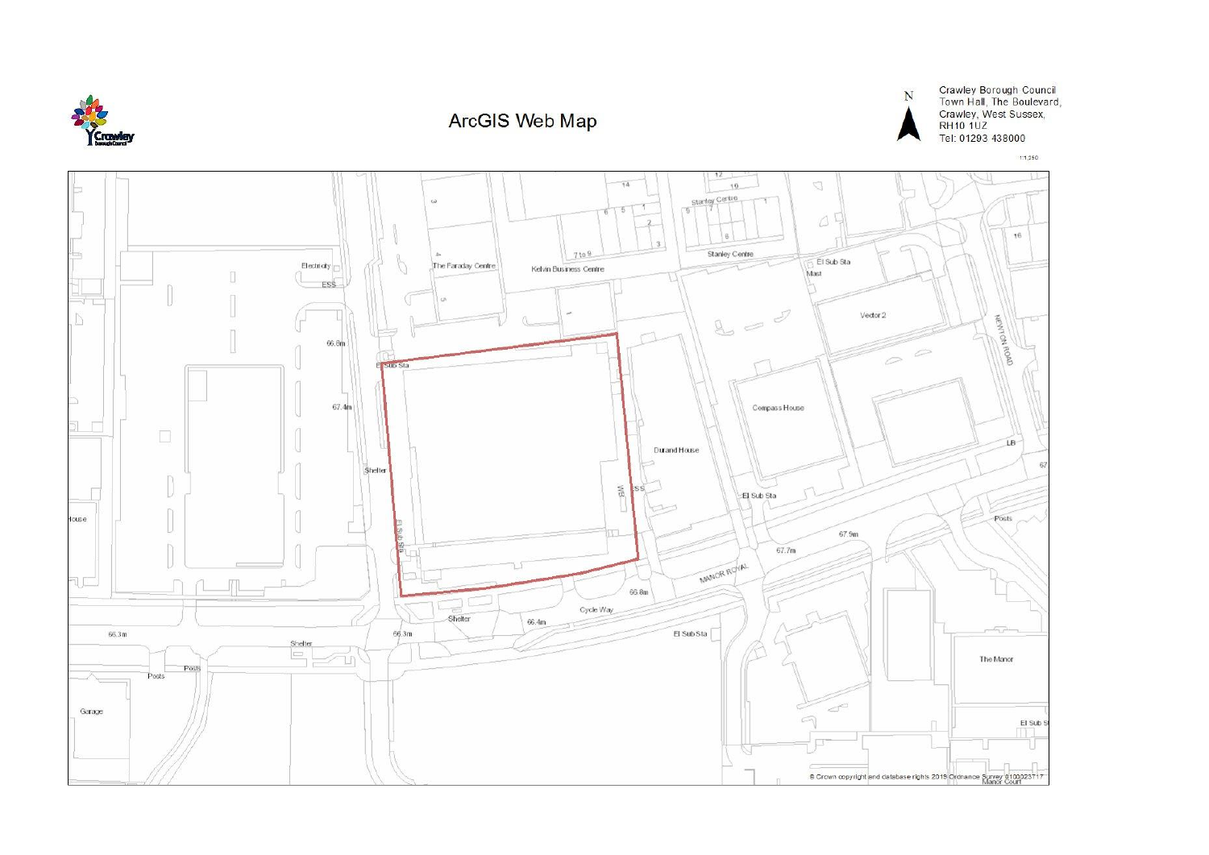# ArcGIS Web Map

N

Crawley Borough Council
Town Hall, The Boulevard,
Crawley, West Sussex,
RH10 1UZ
Tel: 01293 438000

1:1,250

Electricity
ESS
66.8m
67.4m
El Sub Sta
Shelter
El Sub Sta
WB
ESS
The Faraday Centre
Kelvin Business Centre
7 to 9
Stanley Centre
Stanley Centre
El Sub Sta
Mast
Vector 2
NEWTON ROAD
Compass House
Durand House
El Sub Sta
LB
Posts
67.9m
67.7m
MANOR ROYAL
66.8m
Cycle Way
66.4m
Shelter
66.3m
66.3m
Shelter
Posts
Posts
El Sub Sta
Garage
House
The Manor
El Sub St
Manor Court

© Crown copyright and database rights 2019 Ordnance Survey 0100023717